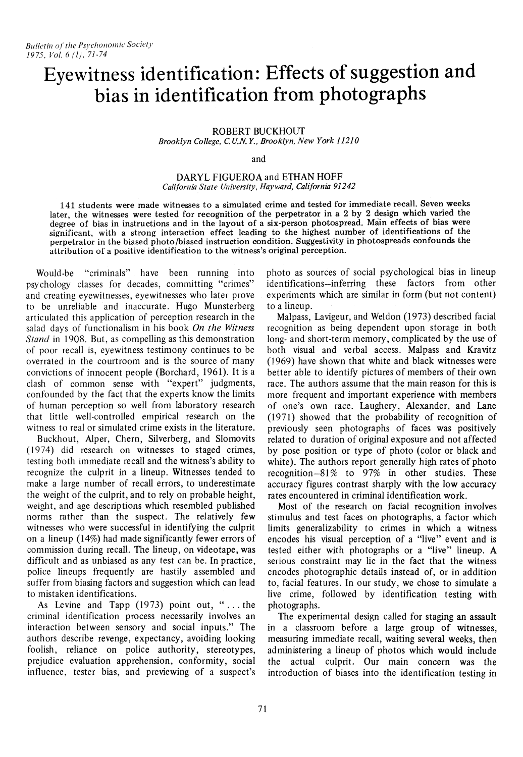# Eyewitness identification: Effects of suggestion and bias in identification from photographs

ROBERT BUCKHOUT
*Brooklyn College, C.U.N.Y., Brooklyn, New York 11210*

and

DARYL FIGUEROA and ETHAN HOFF
*California State University, Hayward, California 91242*

141 students were made witnesses to a simulated crime and tested for immediate recall. Seven weeks later, the witnesses were tested for recognition of the perpetrator in a 2 by 2 design which varied the degree of bias in instructions and in the layout of a six-person photospread. Main effects of bias were significant, with a strong interaction effect leading to the highest number of identifications of the perpetrator in the biased photo/biased instruction condition. Suggestivity in photospreads confounds the attribution of a positive identification to the witness's original perception.

Would-be "criminals" have been running into psychology classes for decades, committing "crimes" and creating eyewitnesses, eyewitnesses who later prove to be unreliable and inaccurate. Hugo Munsterberg articulated this application of perception research in the salad days of functionalism in his book *On the Witness Stand* in 1908. But, as compelling as this demonstration of poor recall is, eyewitness testimony continues to be overrated in the courtroom and is the source of many convictions of innocent people (Borchard, 1961). It is a clash of common sense with "expert" judgments, confounded by the fact that the experts know the limits of human perception so well from laboratory research that little well-controlled empirical research on the witness to real or simulated crime exists in the literature.

Buckhout, Alper, Chern, Silverberg, and Slomovits (1974) did research on witnesses to staged crimes, testing both immediate recall and the witness's ability to recognize the culprit in a lineup. Witnesses tended to make a large number of recall errors, to underestimate the weight of the culprit, and to rely on probable height, weight, and age descriptions which resembled published norms rather than the suspect. The relatively few witnesses who were successful in identifying the culprit on a lineup (14%) had made significantly fewer errors of commission during recall. The lineup, on videotape, was difficult and as unbiased as any test can be. In practice, police lineups frequently are hastily assembled and suffer from biasing factors and suggestion which can lead to mistaken identifications.

As Levine and Tapp (1973) point out, "...the criminal identification process necessarily involves an interaction between sensory and social inputs." The authors describe revenge, expectancy, avoiding looking foolish, reliance on police authority, stereotypes, prejudice evaluation apprehension, conformity, social influence, tester bias, and previewing of a suspect's photo as sources of social psychological bias in lineup identifications—inferring these factors from other experiments which are similar in form (but not content) to a lineup.

Malpass, Lavigeur, and Weldon (1973) described facial recognition as being dependent upon storage in both long- and short-term memory, complicated by the use of both visual and verbal access. Malpass and Kravitz (1969) have shown that white and black witnesses were better able to identify pictures of members of their own race. The authors assume that the main reason for this is more frequent and important experience with members of one's own race. Laughery, Alexander, and Lane (1971) showed that the probability of recognition of previously seen photographs of faces was positively related to duration of original exposure and not affected by pose position or type of photo (color or black and white). The authors report generally high rates of photo recognition—81% to 97% in other studies. These accuracy figures contrast sharply with the low accuracy rates encountered in criminal identification work.

Most of the research on facial recognition involves stimulus and test faces on photographs, a factor which limits generalizability to crimes in which a witness encodes his visual perception of a "live" event and is tested either with photographs or a "live" lineup. A serious constraint may lie in the fact that the witness encodes photographic details instead of, or in addition to, facial features. In our study, we chose to simulate a live crime, followed by identification testing with photographs.

The experimental design called for staging an assault in a classroom before a large group of witnesses, measuring immediate recall, waiting several weeks, then administering a lineup of photos which would include the actual culprit. Our main concern was the introduction of biases into the identification testing in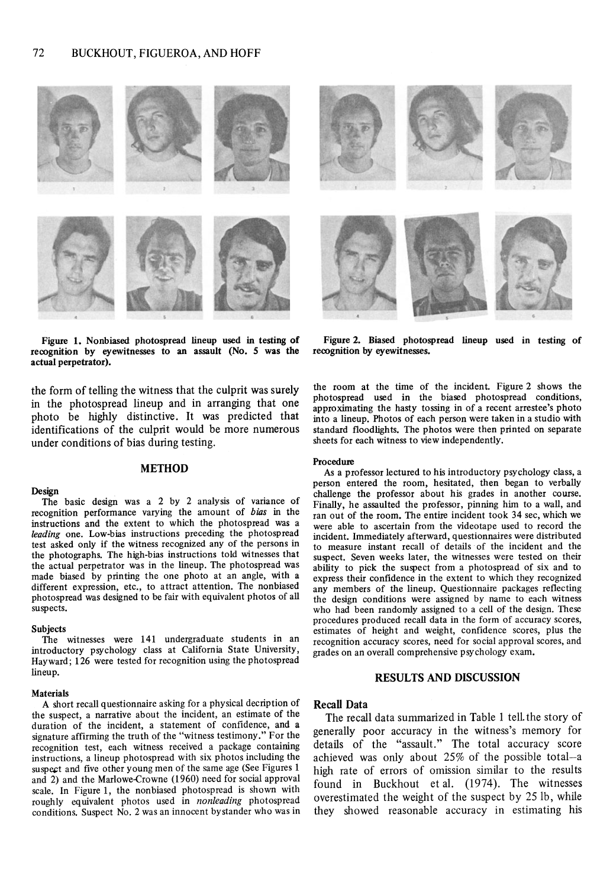Figure 1. Nonbiased photospread lineup used in testing of recognition by eyewitnesses to an assault (No. 5 was the actual perpetrator).

Figure 2. Biased photospread lineup used in testing of recognition by eyewitnesses.

the form of telling the witness that the culprit was surely in the photospread lineup and in arranging that one photo be highly distinctive. It was predicted that identifications of the culprit would be more numerous under conditions of bias during testing.

## METHOD

### Design

The basic design was a 2 by 2 analysis of variance of recognition performance varying the amount of *bias* in the instructions and the extent to which the photospread was a *leading* one. Low-bias instructions preceding the photospread test asked only if the witness recognized any of the persons in the photographs. The high-bias instructions told witnesses that the actual perpetrator was in the lineup. The photospread was made biased by printing the one photo at an angle, with a different expression, etc., to attract attention. The nonbiased photospread was designed to be fair with equivalent photos of all suspects.

### Subjects

The witnesses were 141 undergraduate students in an introductory psychology class at California State University, Hayward; 126 were tested for recognition using the photospread lineup.

### Materials

A short recall questionnaire asking for a physical decription of the suspect, a narrative about the incident, an estimate of the duration of the incident, a statement of confidence, and a signature affirming the truth of the "witness testimony." For the recognition test, each witness received a package containing instructions, a lineup photospread with six photos including the suspect and five other young men of the same age (See Figures 1 and 2) and the Marlowe-Crowne (1960) need for social approval scale. In Figure 1, the nonbiased photospread is shown with roughly equivalent photos used in *nonleading* photospread conditions. Suspect No. 2 was an innocent bystander who was in the room at the time of the incident. Figure 2 shows the photospread used in the biased photospread conditions, approximating the hasty tossing in of a recent arrestee's photo into a lineup. Photos of each person were taken in a studio with standard floodlights. The photos were then printed on separate sheets for each witness to view independently.

### Procedure

As a professor lectured to his introductory psychology class, a person entered the room, hesitated, then began to verbally challenge the professor about his grades in another course. Finally, he assaulted the professor, pinning him to a wall, and ran out of the room. The entire incident took 34 sec, which we were able to ascertain from the videotape used to record the incident. Immediately afterward, questionnaires were distributed to measure instant recall of details of the incident and the suspect. Seven weeks later, the witnesses were tested on their ability to pick the suspect from a photospread of six and to express their confidence in the extent to which they recognized any members of the lineup. Questionnaire packages reflecting the design conditions were assigned by name to each witness who had been randomly assigned to a cell of the design. These procedures produced recall data in the form of accuracy scores, estimates of height and weight, confidence scores, plus the recognition accuracy scores, need for social approval scores, and grades on an overall comprehensive psychology exam.

## RESULTS AND DISCUSSION

### Recall Data

The recall data summarized in Table 1 tell the story of generally poor accuracy in the witness's memory for details of the "assault." The total accuracy score achieved was only about 25% of the possible total—a high rate of errors of omission similar to the results found in Buckhout et al. (1974). The witnesses overestimated the weight of the suspect by 25 lb, while they showed reasonable accuracy in estimating his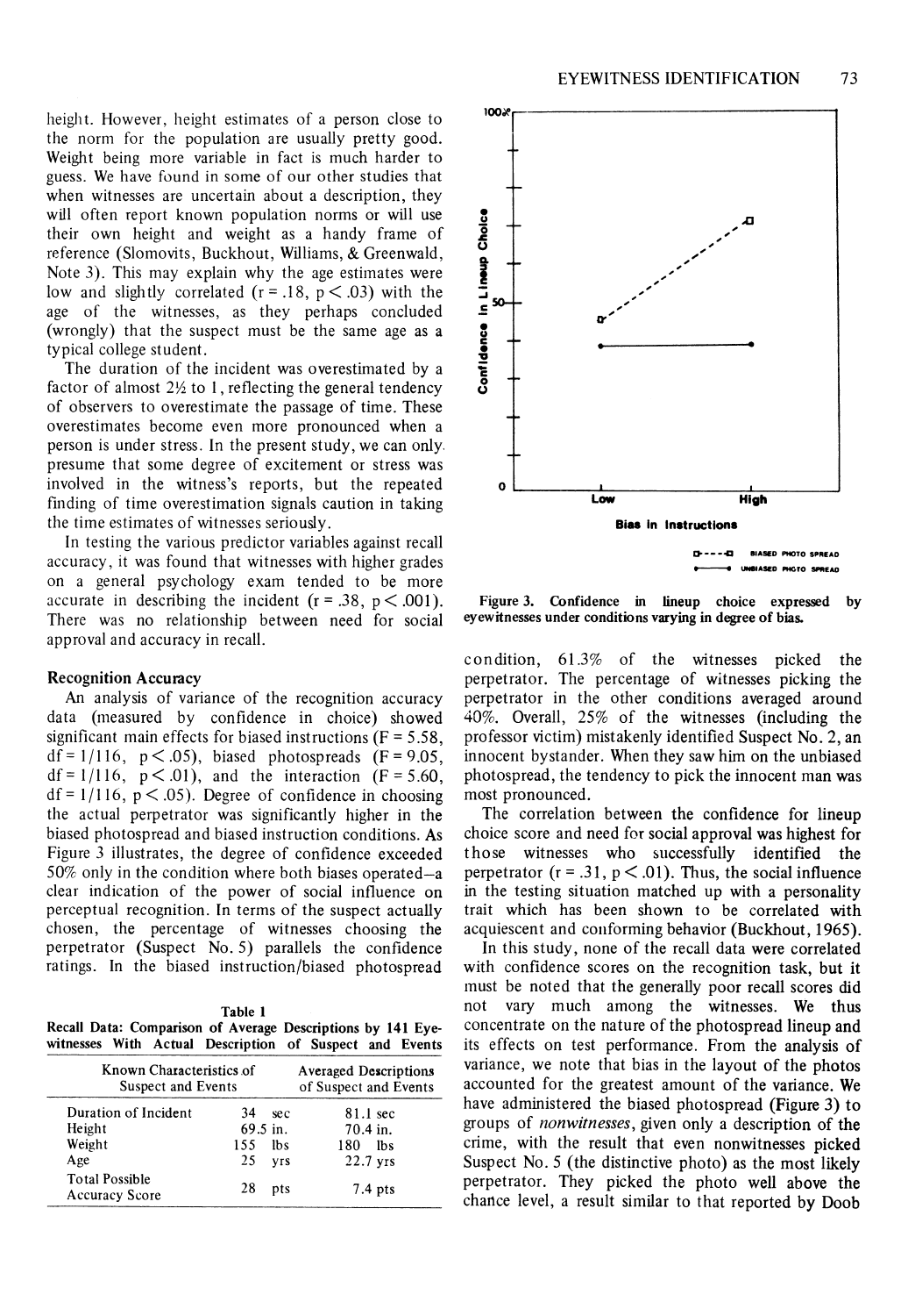height. However, height estimates of a person close to the norm for the population are usually pretty good. Weight being more variable in fact is much harder to guess. We have found in some of our other studies that when witnesses are uncertain about a description, they will often report known population norms or will use their own height and weight as a handy frame of reference (Slomovits, Buckhout, Williams, & Greenwald, Note 3). This may explain why the age estimates were low and slightly correlated ($r = .18$, $p < .03$) with the age of the witnesses, as they perhaps concluded (wrongly) that the suspect must be the same age as a typical college student.

The duration of the incident was overestimated by a factor of almost 2½ to 1, reflecting the general tendency of observers to overestimate the passage of time. These overestimates become even more pronounced when a person is under stress. In the present study, we can only presume that some degree of excitement or stress was involved in the witness's reports, but the repeated finding of time overestimation signals caution in taking the time estimates of witnesses seriously.

In testing the various predictor variables against recall accuracy, it was found that witnesses with higher grades on a general psychology exam tended to be more accurate in describing the incident ($r = .38$, $p < .001$). There was no relationship between need for social approval and accuracy in recall.

### Recognition Accuracy

An analysis of variance of the recognition accuracy data (measured by confidence in choice) showed significant main effects for biased instructions ($F = 5.58$, $df = 1/116$, $p < .05$), biased photospreads ($F = 9.05$, $df = 1/116$, $p < .01$), and the interaction ($F = 5.60$, $df = 1/116$, $p < .05$). Degree of confidence in choosing the actual perpetrator was significantly higher in the biased photospread and biased instruction conditions. As Figure 3 illustrates, the degree of confidence exceeded 50% only in the condition where both biases operated—a clear indication of the power of social influence on perceptual recognition. In terms of the suspect actually chosen, the percentage of witnesses choosing the perpetrator (Suspect No. 5) parallels the confidence ratings. In the biased instruction/biased photospread condition, 61.3% of the witnesses picked the perpetrator. The percentage of witnesses picking the perpetrator in the other conditions averaged around 40%. Overall, 25% of the witnesses (including the professor victim) mistakenly identified Suspect No. 2, an innocent bystander. When they saw him on the unbiased photospread, the tendency to pick the innocent man was most pronounced.

Figure 3. Confidence in lineup choice expressed by eyewitnesses under conditions varying in degree of bias.

The correlation between the confidence for lineup choice score and need for social approval was highest for those witnesses who successfully identified the perpetrator ($r = .31$, $p < .01$). Thus, the social influence in the testing situation matched up with a personality trait which has been shown to be correlated with acquiescent and conforming behavior (Buckhout, 1965).

In this study, none of the recall data were correlated with confidence scores on the recognition task, but it must be noted that the generally poor recall scores did not vary much among the witnesses. We thus concentrate on the nature of the photospread lineup and its effects on test performance. From the analysis of variance, we note that bias in the layout of the photos accounted for the greatest amount of the variance. We have administered the biased photospread (Figure 3) to groups of *nonwitnesses*, given only a description of the crime, with the result that even nonwitnesses picked Suspect No. 5 (the distinctive photo) as the most likely perpetrator. They picked the photo well above the chance level, a result similar to that reported by Doob

**Table 1**
**Recall Data: Comparison of Average Descriptions by 141 Eyewitnesses With Actual Description of Suspect and Events**

| Known Characteristics of Suspect and Events | | Averaged Descriptions of Suspect and Events |
|---|---|---|
| Duration of Incident | 34 sec | 81.1 sec |
| Height | 69.5 in. | 70.4 in. |
| Weight | 155 lbs | 180 lbs |
| Age | 25 yrs | 22.7 yrs |
| Total Possible Accuracy Score | 28 pts | 7.4 pts |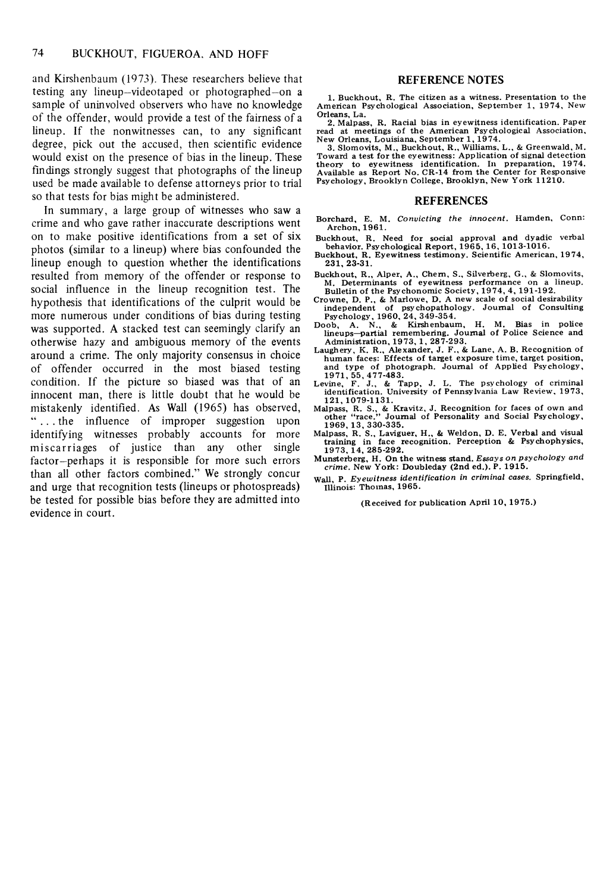and Kirshenbaum (1973). These researchers believe that testing any lineup–videotaped or photographed–on a sample of uninvolved observers who have no knowledge of the offender, would provide a test of the fairness of a lineup. If the nonwitnesses can, to any significant degree, pick out the accused, then scientific evidence would exist on the presence of bias in the lineup. These findings strongly suggest that photographs of the lineup used be made available to defense attorneys prior to trial so that tests for bias might be administered.

In summary, a large group of witnesses who saw a crime and who gave rather inaccurate descriptions went on to make positive identifications from a set of six photos (similar to a lineup) where bias confounded the lineup enough to question whether the identifications resulted from memory of the offender or response to social influence in the lineup recognition test. The hypothesis that identifications of the culprit would be more numerous under conditions of bias during testing was supported. A stacked test can seemingly clarify an otherwise hazy and ambiguous memory of the events around a crime. The only majority consensus in choice of offender occurred in the most biased testing condition. If the picture so biased was that of an innocent man, there is little doubt that he would be mistakenly identified. As Wall (1965) has observed, "...the influence of improper suggestion upon identifying witnesses probably accounts for more miscarriages of justice than any other single factor–perhaps it is responsible for more such errors than all other factors combined." We strongly concur and urge that recognition tests (lineups or photospreads) be tested for possible bias before they are admitted into evidence in court.

## REFERENCE NOTES

1. Buckhout, R. The citizen as a witness. Presentation to the American Psychological Association, September 1, 1974, New Orleans, La.
2. Malpass, R. Racial bias in eyewitness identification. Paper read at meetings of the American Psychological Association, New Orleans, Louisiana, September 1, 1974.
3. Slomovits, M., Buckhout, R., Williams, L., & Greenwald, M. Toward a test for the eyewitness: Application of signal detection theory to eyewitness identification. In preparation, 1974. Available as Report No. CR-14 from the Center for Responsive Psychology, Brooklyn College, Brooklyn, New York 11210.

## REFERENCES

Borchard, E. M. *Convicting the innocent.* Hamden, Conn: Archon, 1961.

Buckhout, R. Need for social approval and dyadic verbal behavior. Psychological Report, 1965, 16, 1013-1016.

Buckhout, R. Eyewitness testimony. Scientific American, 1974, 231, 23-31.

Buckhout, R., Alper, A., Chern, S., Silverberg, G., & Slomovits, M. Determinants of eyewitness performance on a lineup. Bulletin of the Psychonomic Society, 1974, 4, 191-192.

Crowne, D. P., & Marlowe, D. A new scale of social desirability independent of psychopathology. Journal of Consulting Psychology, 1960, 24, 349-354.

Doob, A. N., & Kirshenbaum, H. M. Bias in police lineups–partial remembering. Journal of Police Science and Administration, 1973, 1, 287-293.

Laughery, K. R., Alexander, J. F., & Lane, A. B. Recognition of human faces: Effects of target exposure time, target position, and type of photograph. Journal of Applied Psychology, 1971, 55, 477-483.

Levine, F. J., & Tapp, J. L. The psychology of criminal identification. University of Pennsylvania Law Review, 1973, 121, 1079-1131.

Malpass, R. S., & Kravitz, J. Recognition for faces of own and other "race." Journal of Personality and Social Psychology, 1969, 13, 330-335.

Malpass, R. S., Laviguer, H., & Weldon, D. E. Verbal and visual training in face recognition. Perception & Psychophysics, 1973, 14, 285-292.

Munsterberg, H. On the witness stand. *Essays on psychology and crime.* New York: Doubleday (2nd ed.). P. 1915.

Wall, P. *Eyewitness identification in criminal cases.* Springfield, Illinois: Thomas, 1965.

(Received for publication April 10, 1975.)